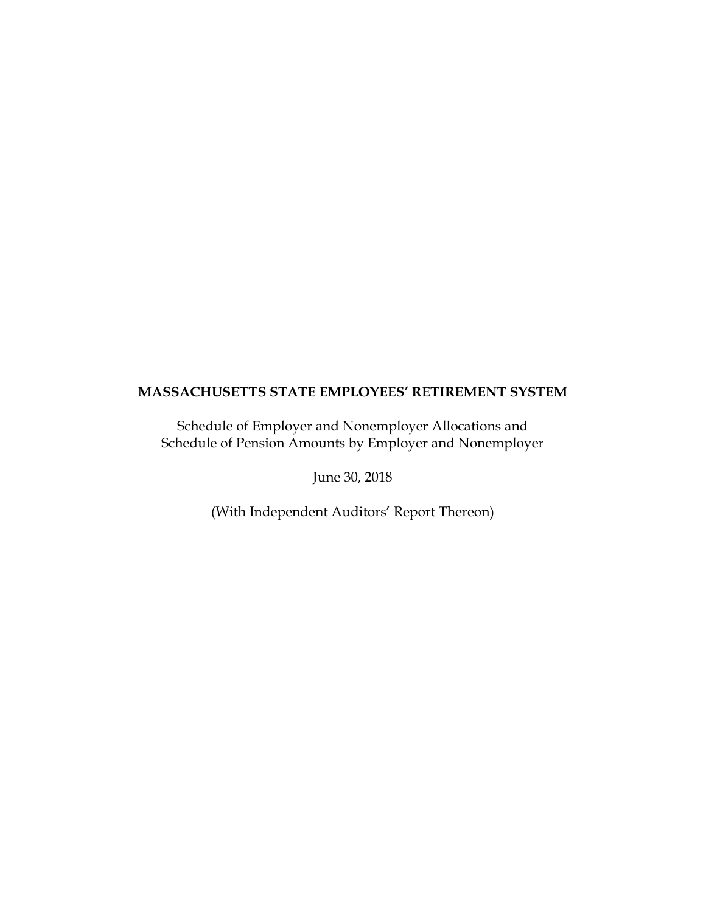# MASSACHUSETTS STATE EMPLOYEES' RETIREMENT SYSTEM

Schedule of Employer and Nonemployer Allocations and
Schedule of Pension Amounts by Employer and Nonemployer

June 30, 2018

(With Independent Auditors' Report Thereon)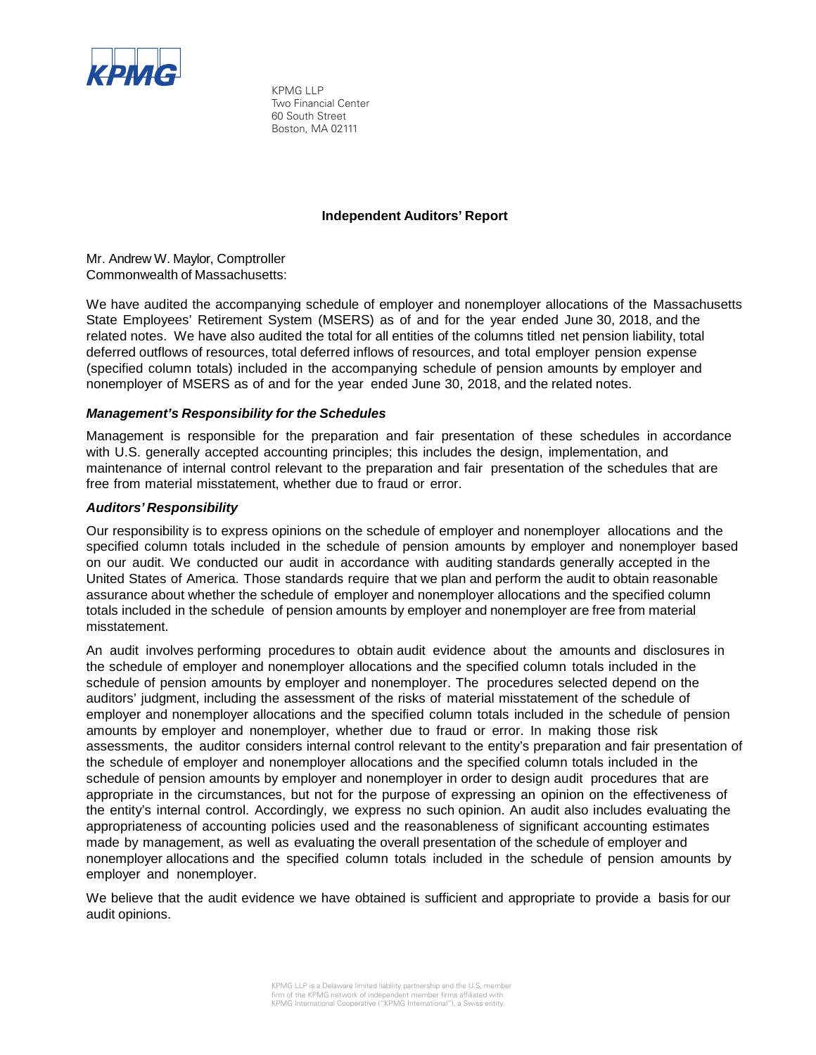KPMG LLP
Two Financial Center
60 South Street
Boston, MA 02111

## Independent Auditors' Report

Mr. Andrew W. Maylor, Comptroller
Commonwealth of Massachusetts:

We have audited the accompanying schedule of employer and nonemployer allocations of the Massachusetts State Employees' Retirement System (MSERS) as of and for the year ended June 30, 2018, and the related notes. We have also audited the total for all entities of the columns titled net pension liability, total deferred outflows of resources, total deferred inflows of resources, and total employer pension expense (specified column totals) included in the accompanying schedule of pension amounts by employer and nonemployer of MSERS as of and for the year ended June 30, 2018, and the related notes.

### *Management's Responsibility for the Schedules*

Management is responsible for the preparation and fair presentation of these schedules in accordance with U.S. generally accepted accounting principles; this includes the design, implementation, and maintenance of internal control relevant to the preparation and fair presentation of the schedules that are free from material misstatement, whether due to fraud or error.

### *Auditors' Responsibility*

Our responsibility is to express opinions on the schedule of employer and nonemployer allocations and the specified column totals included in the schedule of pension amounts by employer and nonemployer based on our audit. We conducted our audit in accordance with auditing standards generally accepted in the United States of America. Those standards require that we plan and perform the audit to obtain reasonable assurance about whether the schedule of employer and nonemployer allocations and the specified column totals included in the schedule of pension amounts by employer and nonemployer are free from material misstatement.

An audit involves performing procedures to obtain audit evidence about the amounts and disclosures in the schedule of employer and nonemployer allocations and the specified column totals included in the schedule of pension amounts by employer and nonemployer. The procedures selected depend on the auditors' judgment, including the assessment of the risks of material misstatement of the schedule of employer and nonemployer allocations and the specified column totals included in the schedule of pension amounts by employer and nonemployer, whether due to fraud or error. In making those risk assessments, the auditor considers internal control relevant to the entity's preparation and fair presentation of the schedule of employer and nonemployer allocations and the specified column totals included in the schedule of pension amounts by employer and nonemployer in order to design audit procedures that are appropriate in the circumstances, but not for the purpose of expressing an opinion on the effectiveness of the entity's internal control. Accordingly, we express no such opinion. An audit also includes evaluating the appropriateness of accounting policies used and the reasonableness of significant accounting estimates made by management, as well as evaluating the overall presentation of the schedule of employer and nonemployer allocations and the specified column totals included in the schedule of pension amounts by employer and nonemployer.

We believe that the audit evidence we have obtained is sufficient and appropriate to provide a basis for our audit opinions.

KPMG LLP is a Delaware limited liability partnership and the U.S. member firm of the KPMG network of independent member firms affiliated with KPMG International Cooperative ("KPMG International"), a Swiss entity.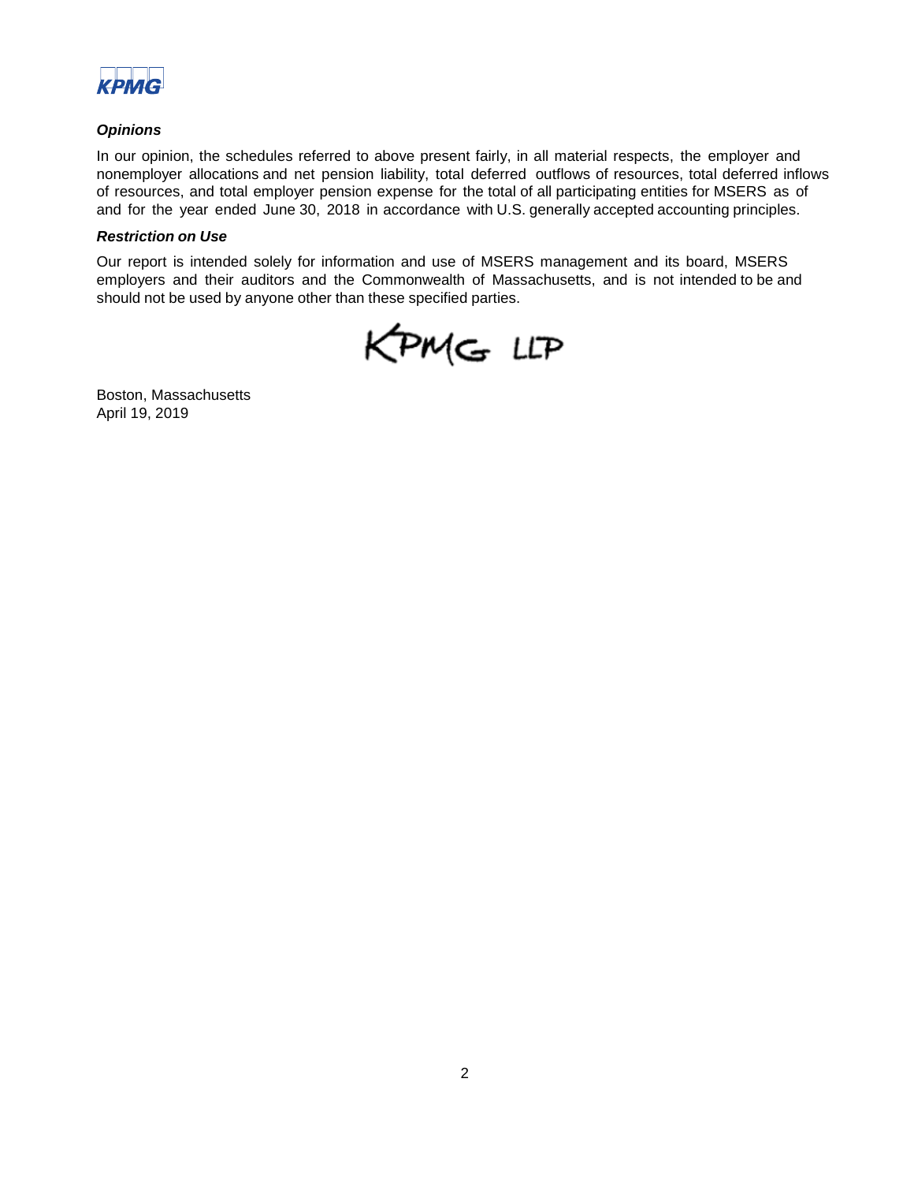### *Opinions*

In our opinion, the schedules referred to above present fairly, in all material respects, the employer and nonemployer allocations and net pension liability, total deferred outflows of resources, total deferred inflows of resources, and total employer pension expense for the total of all participating entities for MSERS as of and for the year ended June 30, 2018 in accordance with U.S. generally accepted accounting principles.

### *Restriction on Use*

Our report is intended solely for information and use of MSERS management and its board, MSERS employers and their auditors and the Commonwealth of Massachusetts, and is not intended to be and should not be used by anyone other than these specified parties.

KPMG LLP

Boston, Massachusetts
April 19, 2019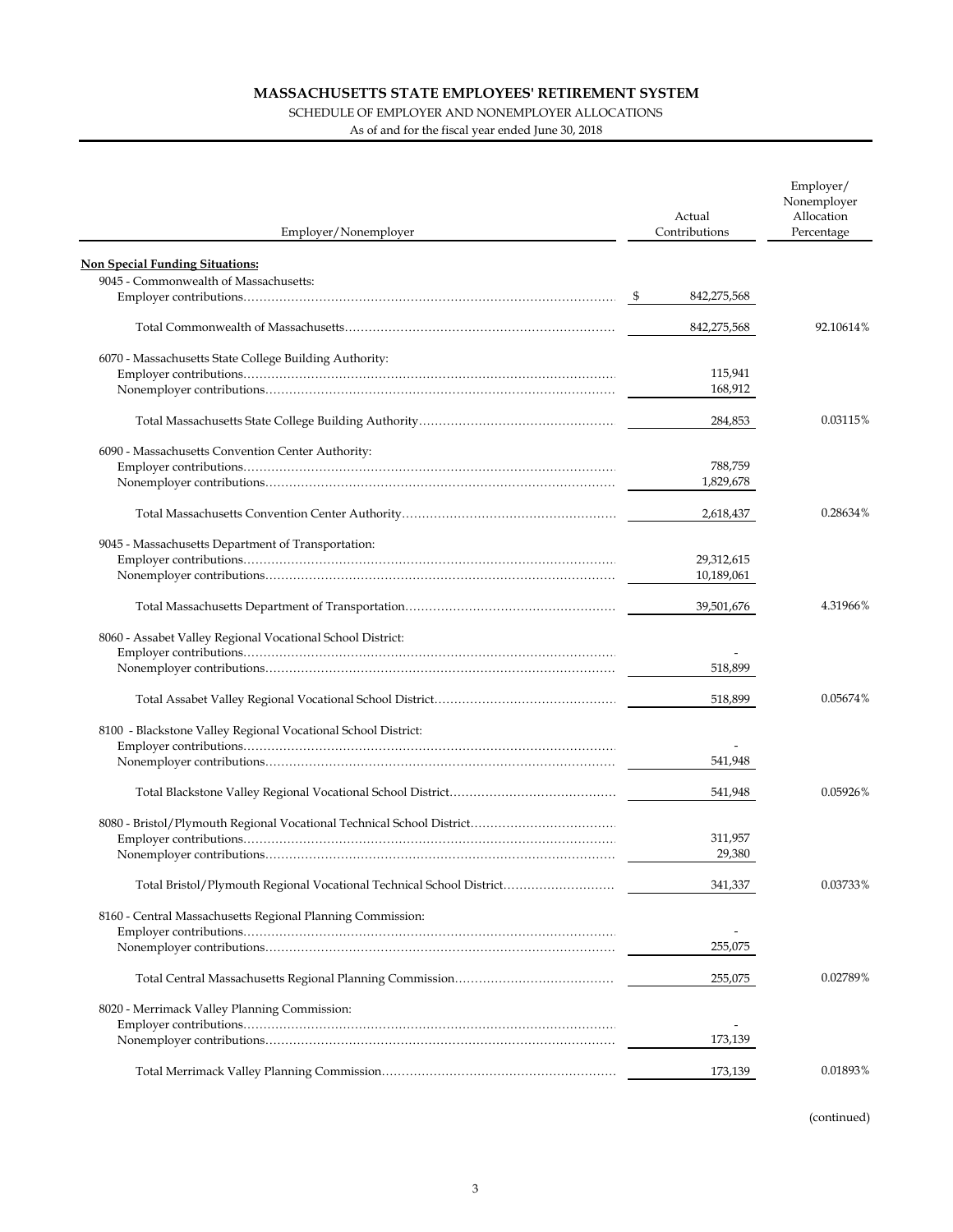# MASSACHUSETTS STATE EMPLOYEES' RETIREMENT SYSTEM

SCHEDULE OF EMPLOYER AND NONEMPLOYER ALLOCATIONS

As of and for the fiscal year ended June 30, 2018

| Employer/Nonemployer | Actual Contributions | Employer/ Nonemployer Allocation Percentage |
|---|---|---|
| **Non Special Funding Situations:** | | |
| 9045 - Commonwealth of Massachusetts: | | |
| Employer contributions | $ 842,275,568 | |
| Total Commonwealth of Massachusetts | 842,275,568 | 92.10614% |
| 6070 - Massachusetts State College Building Authority: | | |
| Employer contributions | 115,941 | |
| Nonemployer contributions | 168,912 | |
| Total Massachusetts State College Building Authority | 284,853 | 0.03115% |
| 6090 - Massachusetts Convention Center Authority: | | |
| Employer contributions | 788,759 | |
| Nonemployer contributions | 1,829,678 | |
| Total Massachusetts Convention Center Authority | 2,618,437 | 0.28634% |
| 9045 - Massachusetts Department of Transportation: | | |
| Employer contributions | 29,312,615 | |
| Nonemployer contributions | 10,189,061 | |
| Total Massachusetts Department of Transportation | 39,501,676 | 4.31966% |
| 8060 - Assabet Valley Regional Vocational School District: | | |
| Employer contributions | - | |
| Nonemployer contributions | 518,899 | |
| Total Assabet Valley Regional Vocational School District | 518,899 | 0.05674% |
| 8100 - Blackstone Valley Regional Vocational School District: | | |
| Employer contributions | - | |
| Nonemployer contributions | 541,948 | |
| Total Blackstone Valley Regional Vocational School District | 541,948 | 0.05926% |
| 8080 - Bristol/Plymouth Regional Vocational Technical School District | | |
| Employer contributions | 311,957 | |
| Nonemployer contributions | 29,380 | |
| Total Bristol/Plymouth Regional Vocational Technical School District | 341,337 | 0.03733% |
| 8160 - Central Massachusetts Regional Planning Commission: | | |
| Employer contributions | - | |
| Nonemployer contributions | 255,075 | |
| Total Central Massachusetts Regional Planning Commission | 255,075 | 0.02789% |
| 8020 - Merrimack Valley Planning Commission: | | |
| Employer contributions | - | |
| Nonemployer contributions | 173,139 | |
| Total Merrimack Valley Planning Commission | 173,139 | 0.01893% |

(continued)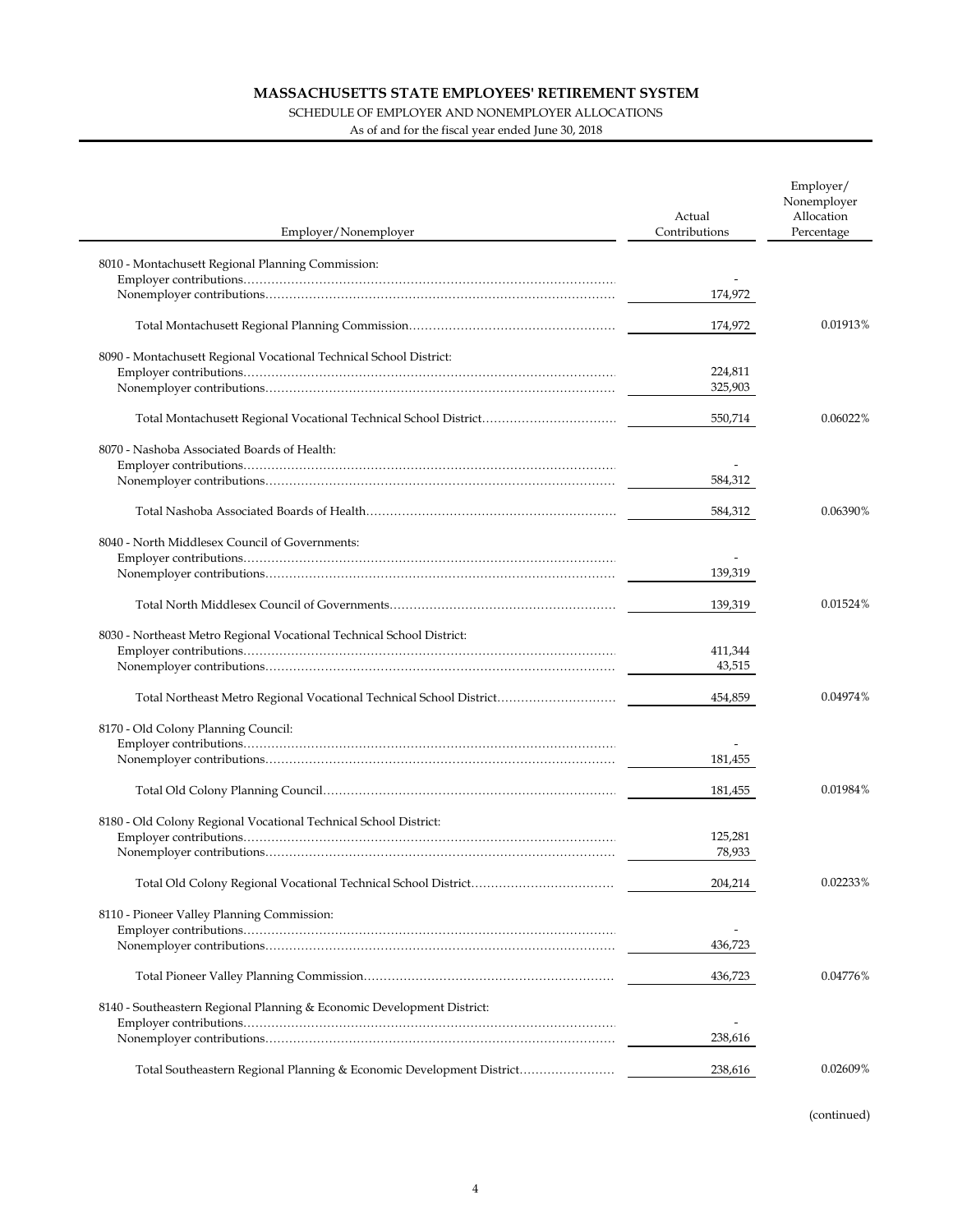# MASSACHUSETTS STATE EMPLOYEES' RETIREMENT SYSTEM

SCHEDULE OF EMPLOYER AND NONEMPLOYER ALLOCATIONS

As of and for the fiscal year ended June 30, 2018

| Employer/Nonemployer | Actual Contributions | Employer/ Nonemployer Allocation Percentage |
|---|---|---|
| 8010 - Montachusett Regional Planning Commission: | | |
| Employer contributions | - | |
| Nonemployer contributions | 174,972 | |
| Total Montachusett Regional Planning Commission | 174,972 | 0.01913% |
| 8090 - Montachusett Regional Vocational Technical School District: | | |
| Employer contributions | 224,811 | |
| Nonemployer contributions | 325,903 | |
| Total Montachusett Regional Vocational Technical School District | 550,714 | 0.06022% |
| 8070 - Nashoba Associated Boards of Health: | | |
| Employer contributions | - | |
| Nonemployer contributions | 584,312 | |
| Total Nashoba Associated Boards of Health | 584,312 | 0.06390% |
| 8040 - North Middlesex Council of Governments: | | |
| Employer contributions | - | |
| Nonemployer contributions | 139,319 | |
| Total North Middlesex Council of Governments | 139,319 | 0.01524% |
| 8030 - Northeast Metro Regional Vocational Technical School District: | | |
| Employer contributions | 411,344 | |
| Nonemployer contributions | 43,515 | |
| Total Northeast Metro Regional Vocational Technical School District | 454,859 | 0.04974% |
| 8170 - Old Colony Planning Council: | | |
| Employer contributions | - | |
| Nonemployer contributions | 181,455 | |
| Total Old Colony Planning Council | 181,455 | 0.01984% |
| 8180 - Old Colony Regional Vocational Technical School District: | | |
| Employer contributions | 125,281 | |
| Nonemployer contributions | 78,933 | |
| Total Old Colony Regional Vocational Technical School District | 204,214 | 0.02233% |
| 8110 - Pioneer Valley Planning Commission: | | |
| Employer contributions | - | |
| Nonemployer contributions | 436,723 | |
| Total Pioneer Valley Planning Commission | 436,723 | 0.04776% |
| 8140 - Southeastern Regional Planning & Economic Development District: | | |
| Employer contributions | - | |
| Nonemployer contributions | 238,616 | |
| Total Southeastern Regional Planning & Economic Development District | 238,616 | 0.02609% |

(continued)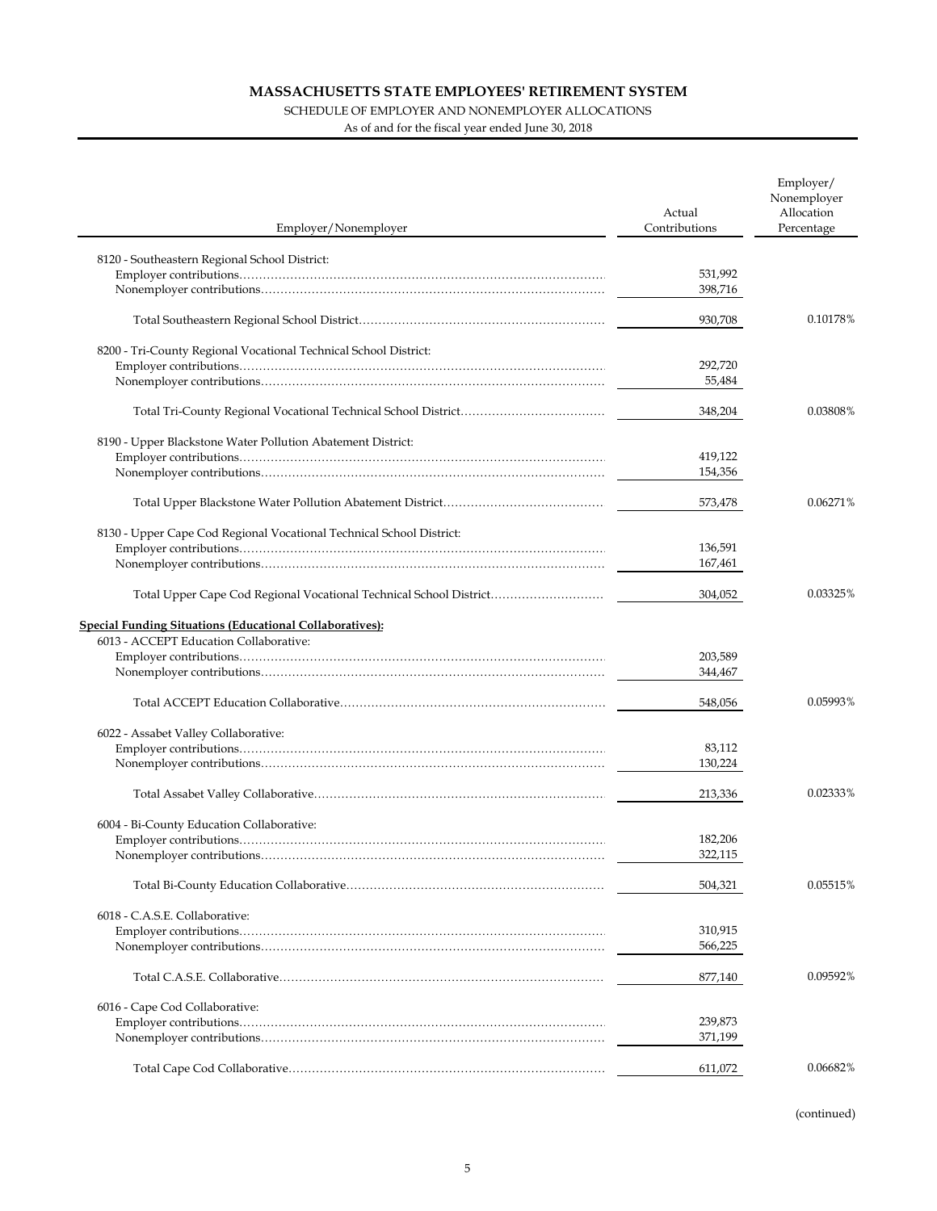# MASSACHUSETTS STATE EMPLOYEES' RETIREMENT SYSTEM

SCHEDULE OF EMPLOYER AND NONEMPLOYER ALLOCATIONS

As of and for the fiscal year ended June 30, 2018

| Employer/Nonemployer | Actual Contributions | Employer/ Nonemployer Allocation Percentage |
|---|---|---|
| 8120 - Southeastern Regional School District: | | |
| Employer contributions | 531,992 | |
| Nonemployer contributions | 398,716 | |
| Total Southeastern Regional School District | 930,708 | 0.10178% |
| 8200 - Tri-County Regional Vocational Technical School District: | | |
| Employer contributions | 292,720 | |
| Nonemployer contributions | 55,484 | |
| Total Tri-County Regional Vocational Technical School District | 348,204 | 0.03808% |
| 8190 - Upper Blackstone Water Pollution Abatement District: | | |
| Employer contributions | 419,122 | |
| Nonemployer contributions | 154,356 | |
| Total Upper Blackstone Water Pollution Abatement District | 573,478 | 0.06271% |
| 8130 - Upper Cape Cod Regional Vocational Technical School District: | | |
| Employer contributions | 136,591 | |
| Nonemployer contributions | 167,461 | |
| Total Upper Cape Cod Regional Vocational Technical School District | 304,052 | 0.03325% |
| **Special Funding Situations (Educational Collaboratives):** | | |
| 6013 - ACCEPT Education Collaborative: | | |
| Employer contributions | 203,589 | |
| Nonemployer contributions | 344,467 | |
| Total ACCEPT Education Collaborative | 548,056 | 0.05993% |
| 6022 - Assabet Valley Collaborative: | | |
| Employer contributions | 83,112 | |
| Nonemployer contributions | 130,224 | |
| Total Assabet Valley Collaborative | 213,336 | 0.02333% |
| 6004 - Bi-County Education Collaborative: | | |
| Employer contributions | 182,206 | |
| Nonemployer contributions | 322,115 | |
| Total Bi-County Education Collaborative | 504,321 | 0.05515% |
| 6018 - C.A.S.E. Collaborative: | | |
| Employer contributions | 310,915 | |
| Nonemployer contributions | 566,225 | |
| Total C.A.S.E. Collaborative | 877,140 | 0.09592% |
| 6016 - Cape Cod Collaborative: | | |
| Employer contributions | 239,873 | |
| Nonemployer contributions | 371,199 | |
| Total Cape Cod Collaborative | 611,072 | 0.06682% |

(continued)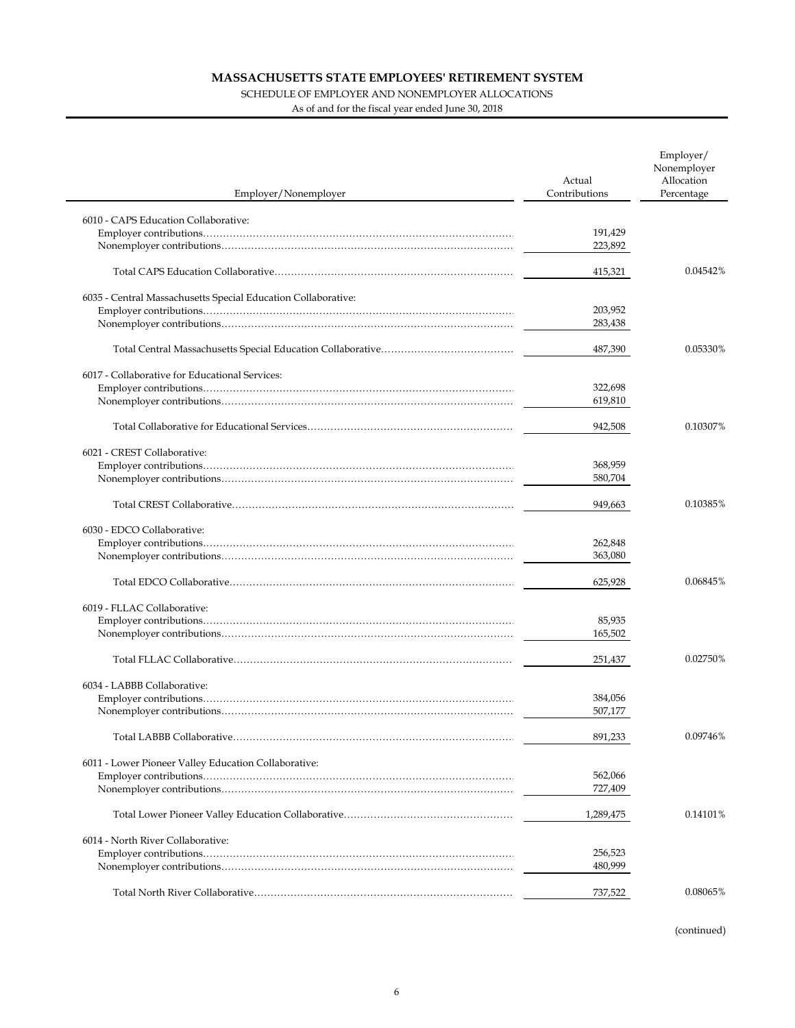# MASSACHUSETTS STATE EMPLOYEES' RETIREMENT SYSTEM

SCHEDULE OF EMPLOYER AND NONEMPLOYER ALLOCATIONS

As of and for the fiscal year ended June 30, 2018

| Employer/Nonemployer | Actual Contributions | Employer/ Nonemployer Allocation Percentage |
|---|---|---|
| 6010 - CAPS Education Collaborative: | | |
| Employer contributions | 191,429 | |
| Nonemployer contributions | 223,892 | |
| Total CAPS Education Collaborative | 415,321 | 0.04542% |
| 6035 - Central Massachusetts Special Education Collaborative: | | |
| Employer contributions | 203,952 | |
| Nonemployer contributions | 283,438 | |
| Total Central Massachusetts Special Education Collaborative | 487,390 | 0.05330% |
| 6017 - Collaborative for Educational Services: | | |
| Employer contributions | 322,698 | |
| Nonemployer contributions | 619,810 | |
| Total Collaborative for Educational Services | 942,508 | 0.10307% |
| 6021 - CREST Collaborative: | | |
| Employer contributions | 368,959 | |
| Nonemployer contributions | 580,704 | |
| Total CREST Collaborative | 949,663 | 0.10385% |
| 6030 - EDCO Collaborative: | | |
| Employer contributions | 262,848 | |
| Nonemployer contributions | 363,080 | |
| Total EDCO Collaborative | 625,928 | 0.06845% |
| 6019 - FLLAC Collaborative: | | |
| Employer contributions | 85,935 | |
| Nonemployer contributions | 165,502 | |
| Total FLLAC Collaborative | 251,437 | 0.02750% |
| 6034 - LABBB Collaborative: | | |
| Employer contributions | 384,056 | |
| Nonemployer contributions | 507,177 | |
| Total LABBB Collaborative | 891,233 | 0.09746% |
| 6011 - Lower Pioneer Valley Education Collaborative: | | |
| Employer contributions | 562,066 | |
| Nonemployer contributions | 727,409 | |
| Total Lower Pioneer Valley Education Collaborative | 1,289,475 | 0.14101% |
| 6014 - North River Collaborative: | | |
| Employer contributions | 256,523 | |
| Nonemployer contributions | 480,999 | |
| Total North River Collaborative | 737,522 | 0.08065% |

(continued)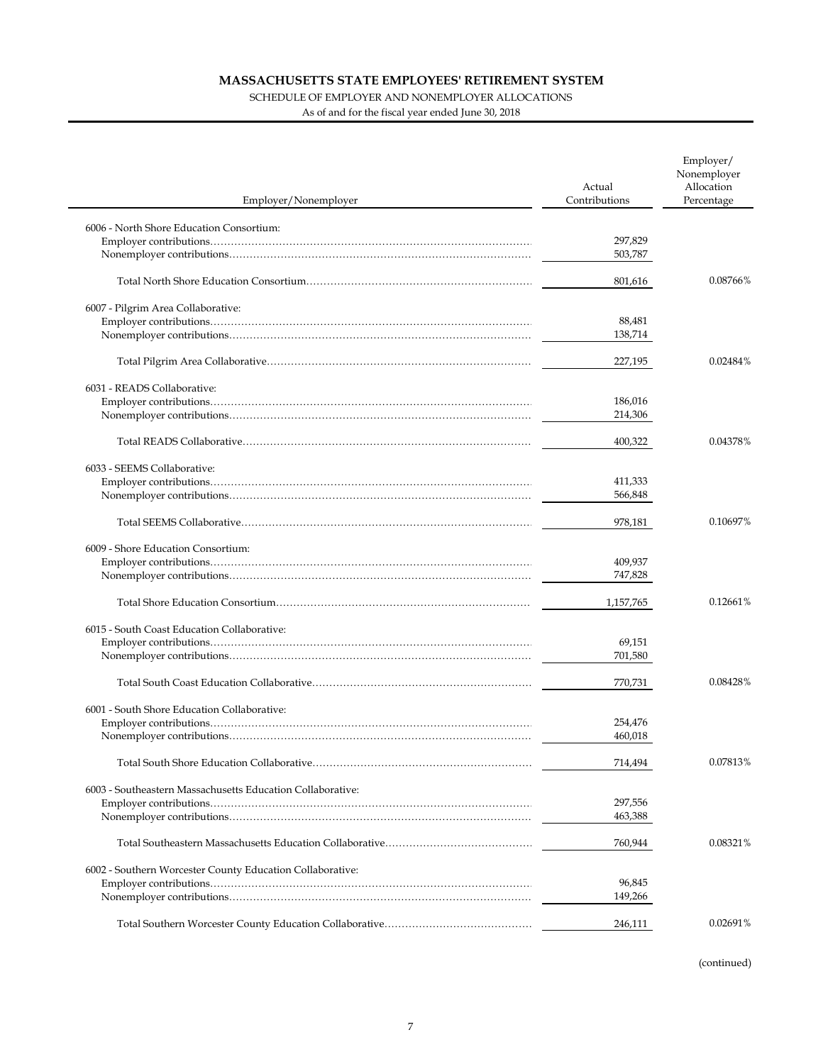# MASSACHUSETTS STATE EMPLOYEES' RETIREMENT SYSTEM

SCHEDULE OF EMPLOYER AND NONEMPLOYER ALLOCATIONS

As of and for the fiscal year ended June 30, 2018

| Employer/Nonemployer | Actual Contributions | Employer/ Nonemployer Allocation Percentage |
|---|---|---|
| 6006 - North Shore Education Consortium: | | |
| Employer contributions | 297,829 | |
| Nonemployer contributions | 503,787 | |
| Total North Shore Education Consortium | 801,616 | 0.08766% |
| 6007 - Pilgrim Area Collaborative: | | |
| Employer contributions | 88,481 | |
| Nonemployer contributions | 138,714 | |
| Total Pilgrim Area Collaborative | 227,195 | 0.02484% |
| 6031 - READS Collaborative: | | |
| Employer contributions | 186,016 | |
| Nonemployer contributions | 214,306 | |
| Total READS Collaborative | 400,322 | 0.04378% |
| 6033 - SEEMS Collaborative: | | |
| Employer contributions | 411,333 | |
| Nonemployer contributions | 566,848 | |
| Total SEEMS Collaborative | 978,181 | 0.10697% |
| 6009 - Shore Education Consortium: | | |
| Employer contributions | 409,937 | |
| Nonemployer contributions | 747,828 | |
| Total Shore Education Consortium | 1,157,765 | 0.12661% |
| 6015 - South Coast Education Collaborative: | | |
| Employer contributions | 69,151 | |
| Nonemployer contributions | 701,580 | |
| Total South Coast Education Collaborative | 770,731 | 0.08428% |
| 6001 - South Shore Education Collaborative: | | |
| Employer contributions | 254,476 | |
| Nonemployer contributions | 460,018 | |
| Total South Shore Education Collaborative | 714,494 | 0.07813% |
| 6003 - Southeastern Massachusetts Education Collaborative: | | |
| Employer contributions | 297,556 | |
| Nonemployer contributions | 463,388 | |
| Total Southeastern Massachusetts Education Collaborative | 760,944 | 0.08321% |
| 6002 - Southern Worcester County Education Collaborative: | | |
| Employer contributions | 96,845 | |
| Nonemployer contributions | 149,266 | |
| Total Southern Worcester County Education Collaborative | 246,111 | 0.02691% |

(continued)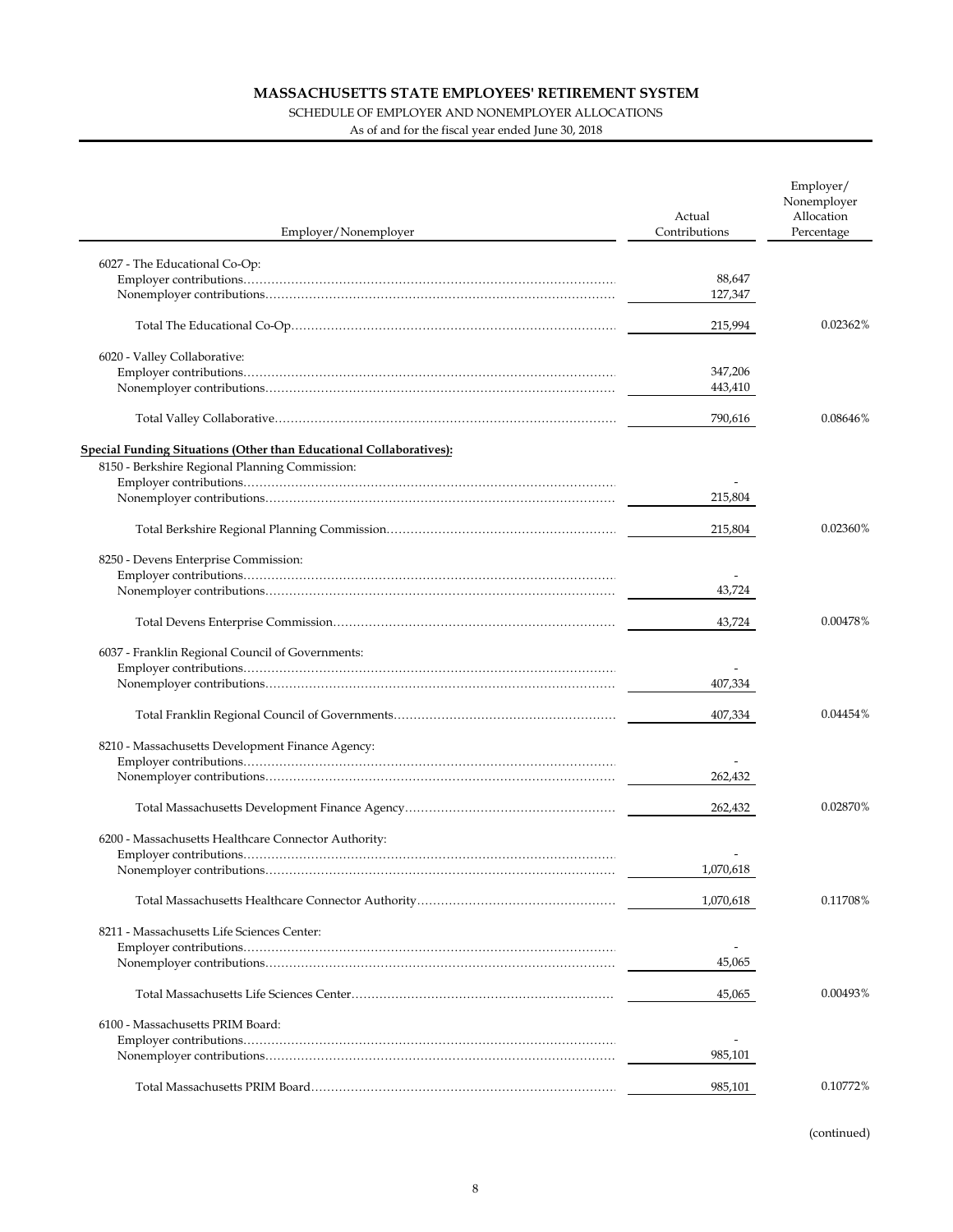# MASSACHUSETTS STATE EMPLOYEES' RETIREMENT SYSTEM

SCHEDULE OF EMPLOYER AND NONEMPLOYER ALLOCATIONS

As of and for the fiscal year ended June 30, 2018

| Employer/Nonemployer | Actual Contributions | Employer/ Nonemployer Allocation Percentage |
|---|---|---|
| 6027 - The Educational Co-Op: | | |
| Employer contributions | 88,647 | |
| Nonemployer contributions | 127,347 | |
| Total The Educational Co-Op | 215,994 | 0.02362% |
| 6020 - Valley Collaborative: | | |
| Employer contributions | 347,206 | |
| Nonemployer contributions | 443,410 | |
| Total Valley Collaborative | 790,616 | 0.08646% |
| **Special Funding Situations (Other than Educational Collaboratives):** | | |
| 8150 - Berkshire Regional Planning Commission: | | |
| Employer contributions | - | |
| Nonemployer contributions | 215,804 | |
| Total Berkshire Regional Planning Commission | 215,804 | 0.02360% |
| 8250 - Devens Enterprise Commission: | | |
| Employer contributions | - | |
| Nonemployer contributions | 43,724 | |
| Total Devens Enterprise Commission | 43,724 | 0.00478% |
| 6037 - Franklin Regional Council of Governments: | | |
| Employer contributions | - | |
| Nonemployer contributions | 407,334 | |
| Total Franklin Regional Council of Governments | 407,334 | 0.04454% |
| 8210 - Massachusetts Development Finance Agency: | | |
| Employer contributions | - | |
| Nonemployer contributions | 262,432 | |
| Total Massachusetts Development Finance Agency | 262,432 | 0.02870% |
| 6200 - Massachusetts Healthcare Connector Authority: | | |
| Employer contributions | - | |
| Nonemployer contributions | 1,070,618 | |
| Total Massachusetts Healthcare Connector Authority | 1,070,618 | 0.11708% |
| 8211 - Massachusetts Life Sciences Center: | | |
| Employer contributions | - | |
| Nonemployer contributions | 45,065 | |
| Total Massachusetts Life Sciences Center | 45,065 | 0.00493% |
| 6100 - Massachusetts PRIM Board: | | |
| Employer contributions | - | |
| Nonemployer contributions | 985,101 | |
| Total Massachusetts PRIM Board | 985,101 | 0.10772% |

(continued)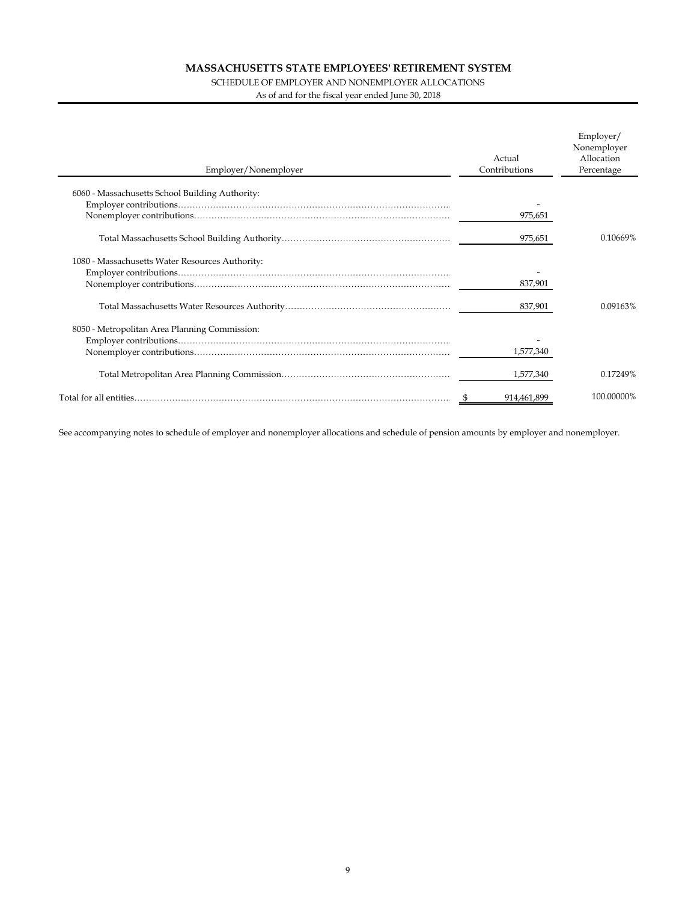# MASSACHUSETTS STATE EMPLOYEES' RETIREMENT SYSTEM

SCHEDULE OF EMPLOYER AND NONEMPLOYER ALLOCATIONS

As of and for the fiscal year ended June 30, 2018

| Employer/Nonemployer | Actual Contributions | Employer/ Nonemployer Allocation Percentage |
|---|---|---|
| 6060 - Massachusetts School Building Authority: | | |
| Employer contributions | - | |
| Nonemployer contributions | 975,651 | |
| Total Massachusetts School Building Authority | 975,651 | 0.10669% |
| 1080 - Massachusetts Water Resources Authority: | | |
| Employer contributions | - | |
| Nonemployer contributions | 837,901 | |
| Total Massachusetts Water Resources Authority | 837,901 | 0.09163% |
| 8050 - Metropolitan Area Planning Commission: | | |
| Employer contributions | - | |
| Nonemployer contributions | 1,577,340 | |
| Total Metropolitan Area Planning Commission | 1,577,340 | 0.17249% |
| Total for all entities | $ 914,461,899 | 100.00000% |

See accompanying notes to schedule of employer and nonemployer allocations and schedule of pension amounts by employer and nonemployer.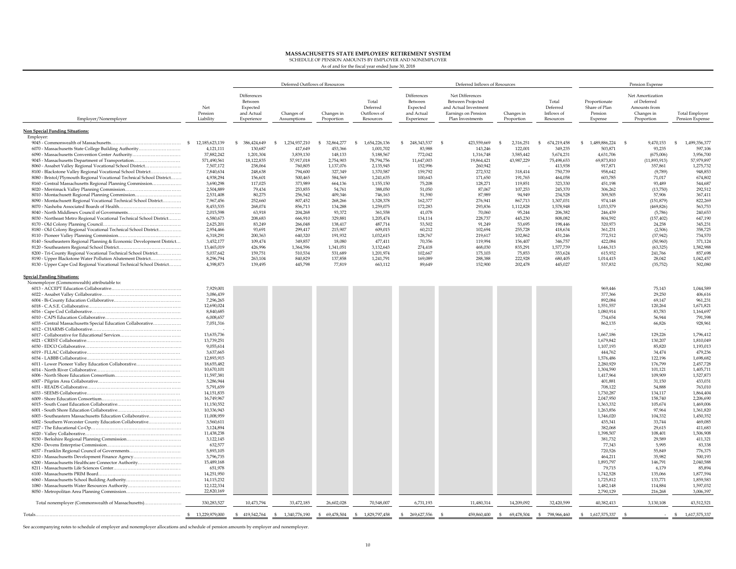# MASSACHUSETTS STATE EMPLOYEES' RETIREMENT SYSTEM

SCHEDULE OF PENSION AMOUNTS BY EMPLOYER AND NONEMPLOYER

As of and for the fiscal year ended June 30, 2018

| | | Deferred Outflows of Resources | | | | Deferred Inflows of Resources | | | | Pension Expense | | |
|---|---|---|---|---|---|---|---|---|---|---|---|---|
| Employer/Nonemployer | Net Pension Liability | Differences Between Expected and Actual Experience | Changes of Assumptions | Changes in Proportion | Total Deferred Outflows of Resources | Differences Between Expected and Actual Experience | Net Differences Between Projected and Actual Investment Earnings on Pension Plan Investments | Changes in Proportion | Total Deferred Inflows of Resources | Proportionate Share of Plan Pension Expense | Net Amortization of Deferred Amounts from Changes in Proportion | Total Employer Pension Expense |
| **Non Special Funding Situations:** | | | | | | | | | | | | |
| Employer: | | | | | | | | | | | | |
| 9045 - Commonwealth of Massachusetts | $ 12,185,623,139 | $ 386,424,649 | $ 1,234,937,210 | $ 32,864,277 | $ 1,654,226,136 | $ 248,343,537 | $ 423,559,669 | $ 2,316,251 | $ 674,219,458 | $ 1,489,886,224 | $ 9,470,153 | $ 1,499,356,377 |
| 6070 - Massachusetts State College Building Authority | 4,121,111 | 130,687 | 417,649 | 453,366 | 1,001,702 | 83,988 | 143,246 | 122,001 | 349,235 | 503,871 | 93,235 | 597,106 |
| 6090 - Massachusetts Convention Center Authority | 37,882,242 | 1,201,304 | 3,839,130 | 148,133 | 5,188,567 | 772,042 | 1,316,748 | 3,585,442 | 5,674,231 | 4,631,706 | (675,006) | 3,956,700 |
| 9045 - Massachusetts Department of Transportation | 571,490,561 | 18,122,835 | 57,917,018 | 2,754,903 | 78,794,756 | 11,647,003 | 19,864,421 | 43,987,229 | 75,498,653 | 69,873,810 | (11,893,913) | 57,979,897 |
| 8060 - Assabet Valley Regional Vocational School District | 7,507,172 | 238,064 | 760,805 | 1,137,076 | 2,135,945 | 152,996 | 260,942 | - | 413,938 | 917,871 | 357,861 | 1,275,732 |
| 8100 - Blackstone Valley Regional Vocational School District | 7,840,634 | 248,638 | 794,600 | 327,349 | 1,370,587 | 159,792 | 272,532 | 318,414 | 750,739 | 958,642 | (9,789) | 948,853 |
| 8080 - Bristol/Plymouth Regional Vocational Technical School District | 4,938,294 | 156,601 | 500,465 | 584,569 | 1,241,635 | 100,643 | 171,650 | 191,765 | 464,058 | 603,785 | 71,017 | 674,802 |
| 8160 - Central Massachusetts Regional Planning Commission | 3,690,298 | 117,025 | 373,989 | 664,136 | 1,155,150 | 75,208 | 128,271 | 119,851 | 323,330 | 451,198 | 93,489 | 544,687 |
| 8020 - Merrimack Valley Planning Commission | 2,504,889 | 79,434 | 253,855 | 54,761 | 388,050 | 51,050 | 87,067 | 107,253 | 245,370 | 306,262 | (13,750) | 292,512 |
| 8010 - Montachusett Regional Planning Commission | 2,531,408 | 80,275 | 256,542 | 409,346 | 746,163 | 51,590 | 87,989 | 94,949 | 234,528 | 309,505 | 57,906 | 367,411 |
| 8090 - Montachusett Regional Vocational Technical School District | 7,967,456 | 252,660 | 807,452 | 268,266 | 1,328,378 | 162,377 | 276,941 | 867,713 | 1,307,031 | 974,148 | (151,879) | 822,269 |
| 8070 - Nashoba Associated Boards of Health | 8,453,535 | 268,074 | 856,713 | 134,288 | 1,259,075 | 172,283 | 293,836 | 1,112,828 | 1,578,948 | 1,033,579 | (469,826) | 563,753 |
| 8040 - North Middlesex Council of Governments | 2,015,598 | 63,918 | 204,268 | 93,372 | 361,558 | 41,078 | 70,060 | 95,244 | 206,382 | 246,439 | (5,786) | 240,653 |
| 8030 - Northeast Metro Regional Vocational Technical School District | 6,580,673 | 208,683 | 666,910 | 329,881 | 1,205,474 | 134,114 | 228,737 | 445,230 | 808,082 | 804,592 | (157,402) | 647,190 |
| 8170 - Old Colony Planning Council | 2,625,201 | 83,249 | 266,048 | 138,417 | 487,714 | 53,502 | 91,249 | 53,695 | 198,446 | 320,973 | 24,258 | 345,231 |
| 8180 - Old Colony Regional Vocational Technical School District | 2,954,466 | 93,691 | 299,417 | 215,907 | 609,015 | 60,212 | 102,694 | 255,728 | 418,634 | 361,231 | (2,506) | 358,725 |
| 8110 - Pioneer Valley Planning Commission | 6,318,291 | 200,363 | 640,320 | 191,932 | 1,032,615 | 128,767 | 219,617 | 102,862 | 451,246 | 772,512 | (37,942) | 734,570 |
| 8140 - Southeastern Regional Planning & Economic Development District | 3,452,177 | 109,474 | 349,857 | 18,080 | 477,411 | 70,356 | 119,994 | 156,407 | 346,757 | 422,084 | (50,960) | 371,124 |
| 8120 - Southeastern Regional School District | 13,465,019 | 426,996 | 1,364,596 | 1,341,051 | 3,132,643 | 274,418 | 468,030 | 835,291 | 1,577,739 | 1,646,313 | (63,325) | 1,582,988 |
| 8200 - Tri-County Regional Vocational Technical School District | 5,037,642 | 159,751 | 510,534 | 531,689 | 1,201,974 | 102,667 | 175,103 | 75,853 | 353,624 | 615,932 | 241,766 | 857,698 |
| 8190 - Upper Blackstone Water Pollution Abatement District | 8,296,794 | 263,104 | 840,829 | 137,858 | 1,241,791 | 169,089 | 288,388 | 222,928 | 680,405 | 1,014,415 | 28,042 | 1,042,457 |
| 8130 - Upper Cape Cod Regional Vocational Technical School District | 4,398,873 | 139,495 | 445,798 | 77,819 | 663,112 | 89,649 | 152,900 | 202,478 | 445,027 | 537,832 | (35,752) | 502,080 |
| **Special Funding Situations:** | | | | | | | | | | | | |
| Nonemployer (Commonwealth) attributable to: | | | | | | | | | | | | |
| 6013 - ACCEPT Education Collaborative | 7,929,001 | | | | | | | | | 969,446 | 75,143 | 1,044,589 |
| 6022 - Assabet Valley Collaborative | 3,086,439 | | | | | | | | | 377,366 | 29,250 | 406,616 |
| 6004 - Bi-County Education Collaborative | 7,296,265 | | | | | | | | | 892,084 | 69,147 | 961,231 |
| 6018 - C.A.S.E. Collaborative | 12,690,024 | | | | | | | | | 1,551,557 | 120,264 | 1,671,821 |
| 6016 - Cape Cod Collaborative | 8,840,685 | | | | | | | | | 1,080,914 | 83,783 | 1,164,697 |
| 6010 - CAPS Education Collaborative | 6,008,657 | | | | | | | | | 734,654 | 56,944 | 791,598 |
| 6035 - Central Massachusetts Special Education Collaborative | 7,051,316 | | | | | | | | | 862,135 | 66,826 | 928,961 |
| 6012 - CHARMS Collaborative | - | | | | | | | | | - | - | - |
| 6017 - Collaborative for Educational Services | 13,635,736 | | | | | | | | | 1,667,186 | 129,226 | 1,796,412 |
| 6021 - CREST Collaborative | 13,739,251 | | | | | | | | | 1,679,842 | 130,207 | 1,810,049 |
| 6030 - EDCO Collaborative | 9,055,614 | | | | | | | | | 1,107,193 | 85,820 | 1,193,013 |
| 6019 - FLLAC Collaborative | 3,637,665 | | | | | | | | | 444,762 | 34,474 | 479,236 |
| 6034 - LABBB Collaborative | 12,893,915 | | | | | | | | | 1,576,486 | 122,196 | 1,698,682 |
| 6011 - Lower Pioneer Valley Education Collaborative | 18,655,482 | | | | | | | | | 2,280,929 | 176,799 | 2,457,728 |
| 6014 - North River Collaborative | 10,670,101 | | | | | | | | | 1,304,590 | 101,121 | 1,405,711 |
| 6006 - North Shore Education Consortium | 11,597,381 | | | | | | | | | 1,417,964 | 109,909 | 1,527,873 |
| 6007 - Pilgrim Area Collaborative | 3,286,944 | | | | | | | | | 401,881 | 31,150 | 433,031 |
| 6031 - READS Collaborative | 5,791,659 | | | | | | | | | 708,122 | 54,888 | 763,010 |
| 6033 - SEEMS Collaborative | 14,151,835 | | | | | | | | | 1,730,287 | 134,117 | 1,864,404 |
| 6009 - Shore Education Consortium | 16,749,967 | | | | | | | | | 2,047,950 | 158,740 | 2,206,690 |
| 6015 - South Coast Education Collaborative | 11,150,552 | | | | | | | | | 1,363,332 | 105,674 | 1,469,006 |
| 6001 - South Shore Education Collaborative | 10,336,943 | | | | | | | | | 1,263,856 | 97,964 | 1,361,820 |
| 6003 - Southeastern Massachusetts Education Collaborative | 11,008,959 | | | | | | | | | 1,346,020 | 104,332 | 1,450,352 |
| 6002 - Southern Worcester County Education Collaborative | 3,560,611 | | | | | | | | | 435,341 | 33,744 | 469,085 |
| 6027 - The Educational Co-Op | 3,124,894 | | | | | | | | | 382,068 | 29,615 | 411,683 |
| 6020 - Valley Collaborative | 11,438,238 | | | | | | | | | 1,398,507 | 108,401 | 1,506,908 |
| 8150 - Berkshire Regional Planning Commission | 3,122,145 | | | | | | | | | 381,732 | 29,589 | 411,321 |
| 8250 - Devens Enterprise Commission | 632,577 | | | | | | | | | 77,343 | 5,995 | 83,338 |
| 6037 - Franklin Regional Council of Governments | 5,893,105 | | | | | | | | | 720,526 | 55,849 | 776,375 |
| 8210 - Massachusetts Development Finance Agency | 3,796,735 | | | | | | | | | 464,211 | 35,982 | 500,193 |
| 6200 - Massachusetts Healthcare Connector Authority | 15,489,168 | | | | | | | | | 1,893,797 | 146,791 | 2,040,588 |
| 8211 - Massachusetts Life Sciences Center | 651,978 | | | | | | | | | 79,715 | 6,179 | 85,894 |
| 6100 - Massachusetts PRIM Board | 14,251,950 | | | | | | | | | 1,742,528 | 135,066 | 1,877,594 |
| 6060 - Massachusetts School Building Authority | 14,115,232 | | | | | | | | | 1,725,812 | 133,771 | 1,859,583 |
| 1080 - Massachusetts Water Resources Authority | 12,122,334 | | | | | | | | | 1,482,148 | 114,884 | 1,597,032 |
| 8050 - Metropolitan Area Planning Commission | 22,820,169 | | | | | | | | | 2,790,129 | 216,268 | 3,006,397 |
| Total nonemployer (Commonwealth of Massachusetts) | 330,283,527 | 10,473,794 | 33,472,185 | 26,602,028 | 70,548,007 | 6,731,193 | 11,480,314 | 14,209,092 | 32,420,599 | 40,382,413 | 3,130,108 | 43,512,521 |
| Totals | $ 13,229,979,000 | $ 419,542,764 | $ 1,340,776,190 | $ 69,478,504 | $ 1,829,797,458 | $ 269,627,556 | $ 459,860,400 | $ 69,478,504 | $ 798,966,460 | $ 1,617,575,337 | $ - | $ 1,617,575,337 |

See accompanying notes to schedule of employer and nonemployer allocations and schedule of pension amounts by employer and nonemployer.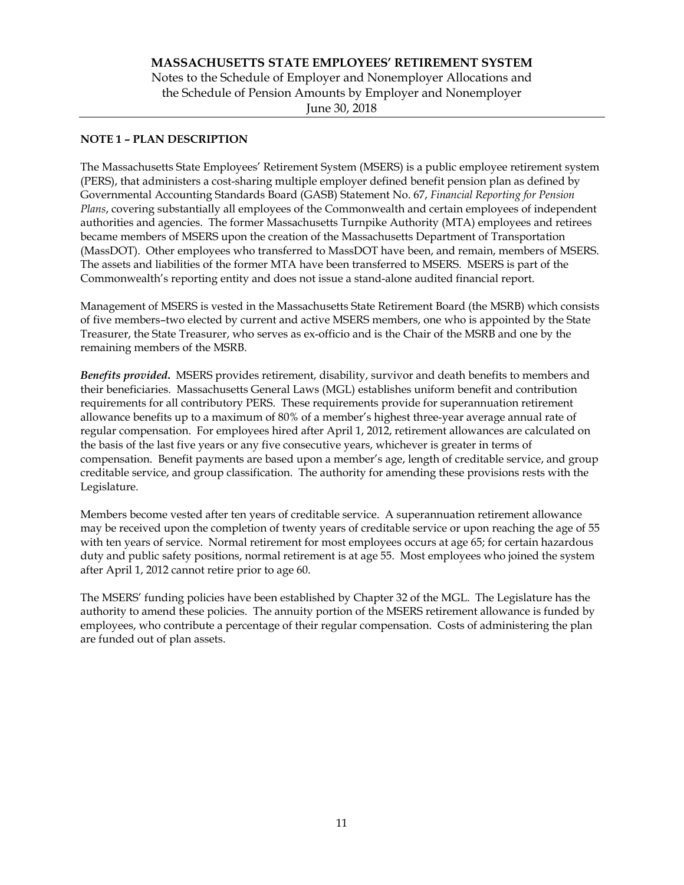# MASSACHUSETTS STATE EMPLOYEES' RETIREMENT SYSTEM

Notes to the Schedule of Employer and Nonemployer Allocations and the Schedule of Pension Amounts by Employer and Nonemployer

June 30, 2018

## NOTE 1 – PLAN DESCRIPTION

The Massachusetts State Employees' Retirement System (MSERS) is a public employee retirement system (PERS), that administers a cost-sharing multiple employer defined benefit pension plan as defined by Governmental Accounting Standards Board (GASB) Statement No. 67, *Financial Reporting for Pension Plans*, covering substantially all employees of the Commonwealth and certain employees of independent authorities and agencies. The former Massachusetts Turnpike Authority (MTA) employees and retirees became members of MSERS upon the creation of the Massachusetts Department of Transportation (MassDOT). Other employees who transferred to MassDOT have been, and remain, members of MSERS. The assets and liabilities of the former MTA have been transferred to MSERS. MSERS is part of the Commonwealth's reporting entity and does not issue a stand-alone audited financial report.

Management of MSERS is vested in the Massachusetts State Retirement Board (the MSRB) which consists of five members–two elected by current and active MSERS members, one who is appointed by the State Treasurer, the State Treasurer, who serves as ex-officio and is the Chair of the MSRB and one by the remaining members of the MSRB.

***Benefits provided.*** MSERS provides retirement, disability, survivor and death benefits to members and their beneficiaries. Massachusetts General Laws (MGL) establishes uniform benefit and contribution requirements for all contributory PERS. These requirements provide for superannuation retirement allowance benefits up to a maximum of 80% of a member's highest three-year average annual rate of regular compensation. For employees hired after April 1, 2012, retirement allowances are calculated on the basis of the last five years or any five consecutive years, whichever is greater in terms of compensation. Benefit payments are based upon a member's age, length of creditable service, and group creditable service, and group classification. The authority for amending these provisions rests with the Legislature.

Members become vested after ten years of creditable service. A superannuation retirement allowance may be received upon the completion of twenty years of creditable service or upon reaching the age of 55 with ten years of service. Normal retirement for most employees occurs at age 65; for certain hazardous duty and public safety positions, normal retirement is at age 55. Most employees who joined the system after April 1, 2012 cannot retire prior to age 60.

The MSERS' funding policies have been established by Chapter 32 of the MGL. The Legislature has the authority to amend these policies. The annuity portion of the MSERS retirement allowance is funded by employees, who contribute a percentage of their regular compensation. Costs of administering the plan are funded out of plan assets.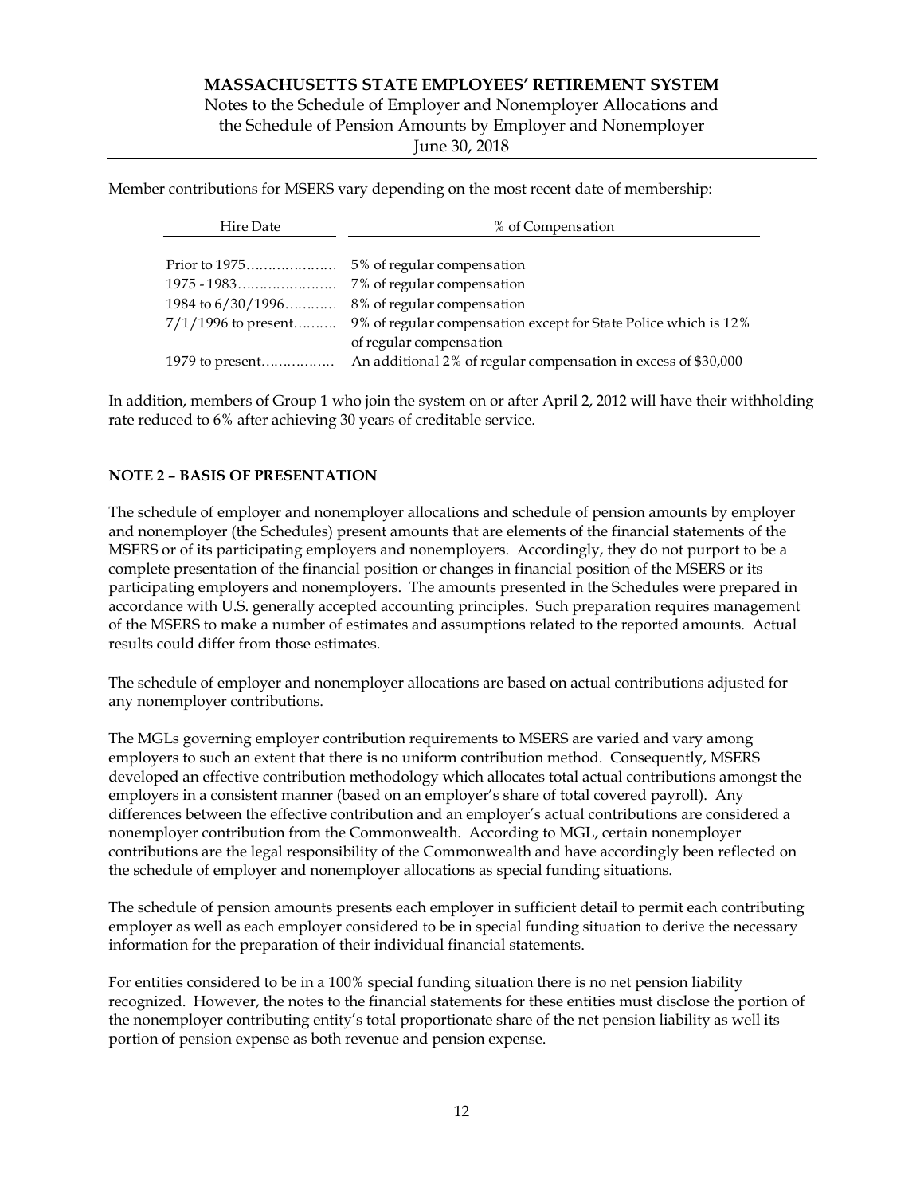Member contributions for MSERS vary depending on the most recent date of membership:

| Hire Date | % of Compensation |
|---|---|
| Prior to 1975 | 5% of regular compensation |
| 1975 - 1983 | 7% of regular compensation |
| 1984 to 6/30/1996 | 8% of regular compensation |
| 7/1/1996 to present | 9% of regular compensation except for State Police which is 12% of regular compensation |
| 1979 to present | An additional 2% of regular compensation in excess of $30,000 |

In addition, members of Group 1 who join the system on or after April 2, 2012 will have their withholding rate reduced to 6% after achieving 30 years of creditable service.

## NOTE 2 – BASIS OF PRESENTATION

The schedule of employer and nonemployer allocations and schedule of pension amounts by employer and nonemployer (the Schedules) present amounts that are elements of the financial statements of the MSERS or of its participating employers and nonemployers. Accordingly, they do not purport to be a complete presentation of the financial position or changes in financial position of the MSERS or its participating employers and nonemployers. The amounts presented in the Schedules were prepared in accordance with U.S. generally accepted accounting principles. Such preparation requires management of the MSERS to make a number of estimates and assumptions related to the reported amounts. Actual results could differ from those estimates.

The schedule of employer and nonemployer allocations are based on actual contributions adjusted for any nonemployer contributions.

The MGLs governing employer contribution requirements to MSERS are varied and vary among employers to such an extent that there is no uniform contribution method. Consequently, MSERS developed an effective contribution methodology which allocates total actual contributions amongst the employers in a consistent manner (based on an employer's share of total covered payroll). Any differences between the effective contribution and an employer's actual contributions are considered a nonemployer contribution from the Commonwealth. According to MGL, certain nonemployer contributions are the legal responsibility of the Commonwealth and have accordingly been reflected on the schedule of employer and nonemployer allocations as special funding situations.

The schedule of pension amounts presents each employer in sufficient detail to permit each contributing employer as well as each employer considered to be in special funding situation to derive the necessary information for the preparation of their individual financial statements.

For entities considered to be in a 100% special funding situation there is no net pension liability recognized. However, the notes to the financial statements for these entities must disclose the portion of the nonemployer contributing entity's total proportionate share of the net pension liability as well its portion of pension expense as both revenue and pension expense.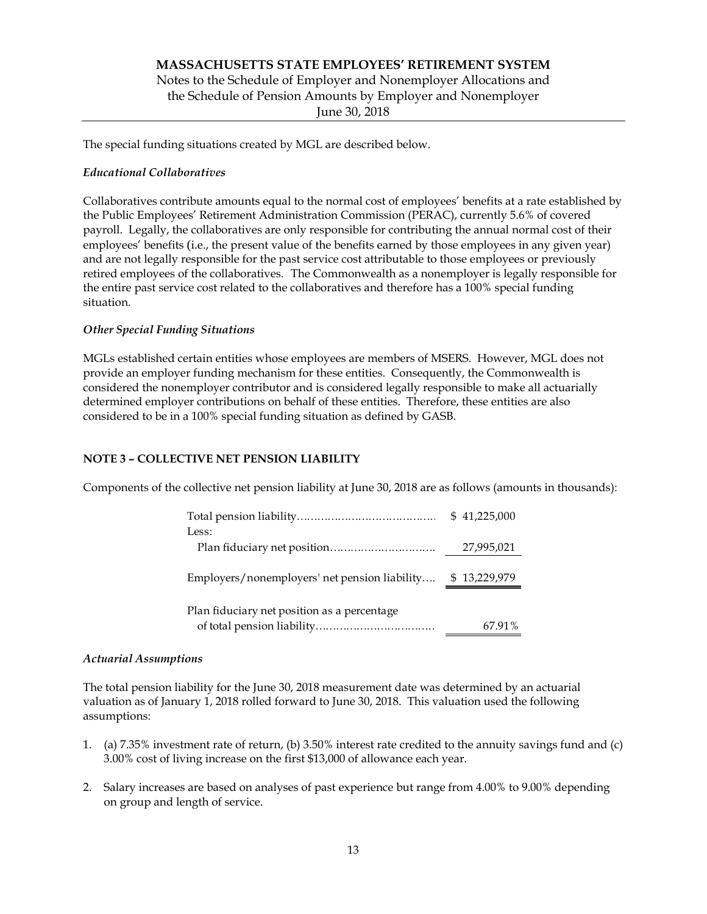The special funding situations created by MGL are described below.

*Educational Collaboratives*

Collaboratives contribute amounts equal to the normal cost of employees' benefits at a rate established by the Public Employees' Retirement Administration Commission (PERAC), currently 5.6% of covered payroll. Legally, the collaboratives are only responsible for contributing the annual normal cost of their employees' benefits (i.e., the present value of the benefits earned by those employees in any given year) and are not legally responsible for the past service cost attributable to those employees or previously retired employees of the collaboratives. The Commonwealth as a nonemployer is legally responsible for the entire past service cost related to the collaboratives and therefore has a 100% special funding situation.

*Other Special Funding Situations*

MGLs established certain entities whose employees are members of MSERS. However, MGL does not provide an employer funding mechanism for these entities. Consequently, the Commonwealth is considered the nonemployer contributor and is considered legally responsible to make all actuarially determined employer contributions on behalf of these entities. Therefore, these entities are also considered to be in a 100% special funding situation as defined by GASB.

## NOTE 3 – COLLECTIVE NET PENSION LIABILITY

Components of the collective net pension liability at June 30, 2018 are as follows (amounts in thousands):

| | |
|---|---|
| Total pension liability | $ 41,225,000 |
| Less: | |
| Plan fiduciary net position | 27,995,021 |
| Employers/nonemployers' net pension liability | $ 13,229,979 |
| Plan fiduciary net position as a percentage of total pension liability | 67.91% |

*Actuarial Assumptions*

The total pension liability for the June 30, 2018 measurement date was determined by an actuarial valuation as of January 1, 2018 rolled forward to June 30, 2018. This valuation used the following assumptions:

1. (a) 7.35% investment rate of return, (b) 3.50% interest rate credited to the annuity savings fund and (c) 3.00% cost of living increase on the first $13,000 of allowance each year.
2. Salary increases are based on analyses of past experience but range from 4.00% to 9.00% depending on group and length of service.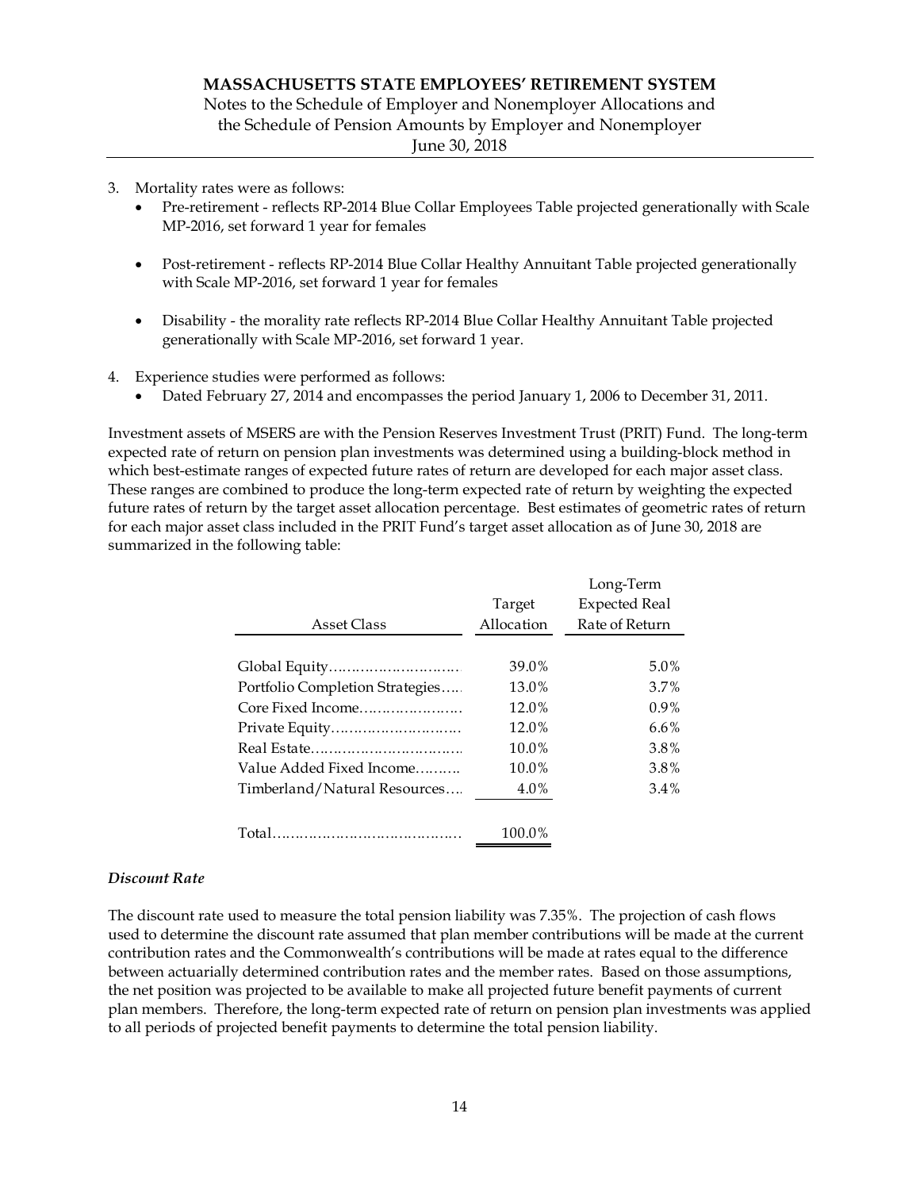3. Mortality rates were as follows:
   - Pre-retirement - reflects RP-2014 Blue Collar Employees Table projected generationally with Scale MP-2016, set forward 1 year for females
   - Post-retirement - reflects RP-2014 Blue Collar Healthy Annuitant Table projected generationally with Scale MP-2016, set forward 1 year for females
   - Disability - the morality rate reflects RP-2014 Blue Collar Healthy Annuitant Table projected generationally with Scale MP-2016, set forward 1 year.

4. Experience studies were performed as follows:
   - Dated February 27, 2014 and encompasses the period January 1, 2006 to December 31, 2011.

Investment assets of MSERS are with the Pension Reserves Investment Trust (PRIT) Fund. The long-term expected rate of return on pension plan investments was determined using a building-block method in which best-estimate ranges of expected future rates of return are developed for each major asset class. These ranges are combined to produce the long-term expected rate of return by weighting the expected future rates of return by the target asset allocation percentage. Best estimates of geometric rates of return for each major asset class included in the PRIT Fund's target asset allocation as of June 30, 2018 are summarized in the following table:

| Asset Class | Target Allocation | Long-Term Expected Real Rate of Return |
|---|---|---|
| Global Equity | 39.0% | 5.0% |
| Portfolio Completion Strategies | 13.0% | 3.7% |
| Core Fixed Income | 12.0% | 0.9% |
| Private Equity | 12.0% | 6.6% |
| Real Estate | 10.0% | 3.8% |
| Value Added Fixed Income | 10.0% | 3.8% |
| Timberland/Natural Resources | 4.0% | 3.4% |
| Total | 100.0% | |

### *Discount Rate*

The discount rate used to measure the total pension liability was 7.35%. The projection of cash flows used to determine the discount rate assumed that plan member contributions will be made at the current contribution rates and the Commonwealth's contributions will be made at rates equal to the difference between actuarially determined contribution rates and the member rates. Based on those assumptions, the net position was projected to be available to make all projected future benefit payments of current plan members. Therefore, the long-term expected rate of return on pension plan investments was applied to all periods of projected benefit payments to determine the total pension liability.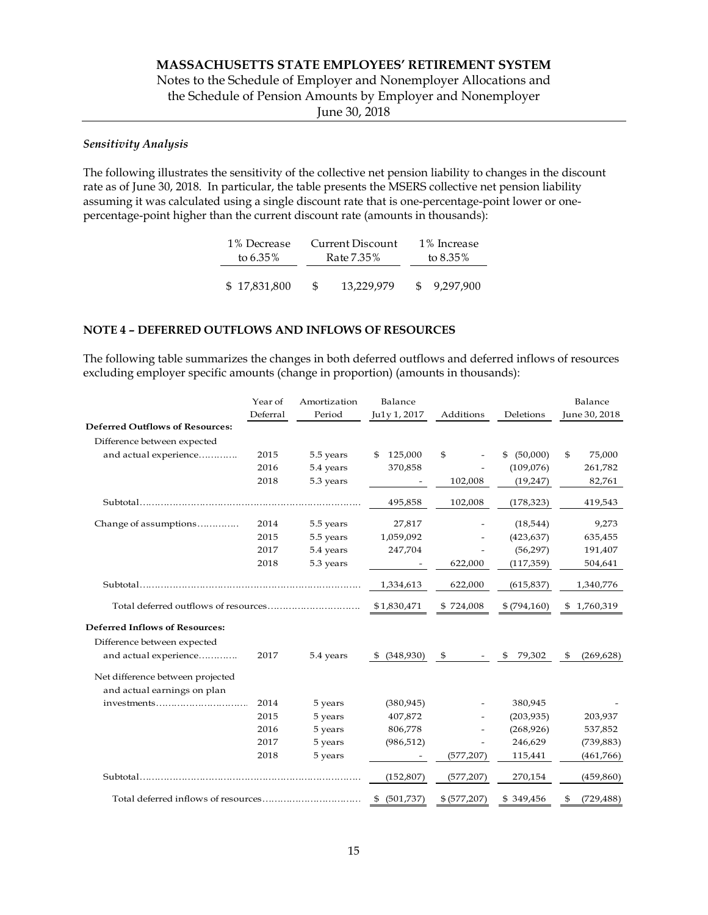*Sensitivity Analysis*

The following illustrates the sensitivity of the collective net pension liability to changes in the discount rate as of June 30, 2018. In particular, the table presents the MSERS collective net pension liability assuming it was calculated using a single discount rate that is one-percentage-point lower or one-percentage-point higher than the current discount rate (amounts in thousands):

| 1% Decrease to 6.35% | Current Discount Rate 7.35% | 1% Increase to 8.35% |
|---|---|---|
| $ 17,831,800 | $ 13,229,979 | $ 9,297,900 |

## NOTE 4 – DEFERRED OUTFLOWS AND INFLOWS OF RESOURCES

The following table summarizes the changes in both deferred outflows and deferred inflows of resources excluding employer specific amounts (change in proportion) (amounts in thousands):

| | Year of Deferral | Amortization Period | Balance July 1, 2017 | Additions | Deletions | Balance June 30, 2018 |
|---|---|---|---|---|---|---|
| **Deferred Outflows of Resources:** | | | | | | |
| Difference between expected and actual experience | 2015 | 5.5 years | $ 125,000 | $ - | $ (50,000) | $ 75,000 |
| | 2016 | 5.4 years | 370,858 | - | (109,076) | 261,782 |
| | 2018 | 5.3 years | - | 102,008 | (19,247) | 82,761 |
| Subtotal | | | 495,858 | 102,008 | (178,323) | 419,543 |
| Change of assumptions | 2014 | 5.5 years | 27,817 | - | (18,544) | 9,273 |
| | 2015 | 5.5 years | 1,059,092 | - | (423,637) | 635,455 |
| | 2017 | 5.4 years | 247,704 | - | (56,297) | 191,407 |
| | 2018 | 5.3 years | - | 622,000 | (117,359) | 504,641 |
| Subtotal | | | 1,334,613 | 622,000 | (615,837) | 1,340,776 |
| Total deferred outflows of resources | | | $ 1,830,471 | $ 724,008 | $ (794,160) | $ 1,760,319 |
| **Deferred Inflows of Resources:** | | | | | | |
| Difference between expected and actual experience | 2017 | 5.4 years | $ (348,930) | $ - | $ 79,302 | $ (269,628) |
| Net difference between projected and actual earnings on plan investments | 2014 | 5 years | (380,945) | - | 380,945 | - |
| | 2015 | 5 years | 407,872 | - | (203,935) | 203,937 |
| | 2016 | 5 years | 806,778 | - | (268,926) | 537,852 |
| | 2017 | 5 years | (986,512) | - | 246,629 | (739,883) |
| | 2018 | 5 years | - | (577,207) | 115,441 | (461,766) |
| Subtotal | | | (152,807) | (577,207) | 270,154 | (459,860) |
| Total deferred inflows of resources | | | $ (501,737) | $ (577,207) | $ 349,456 | $ (729,488) |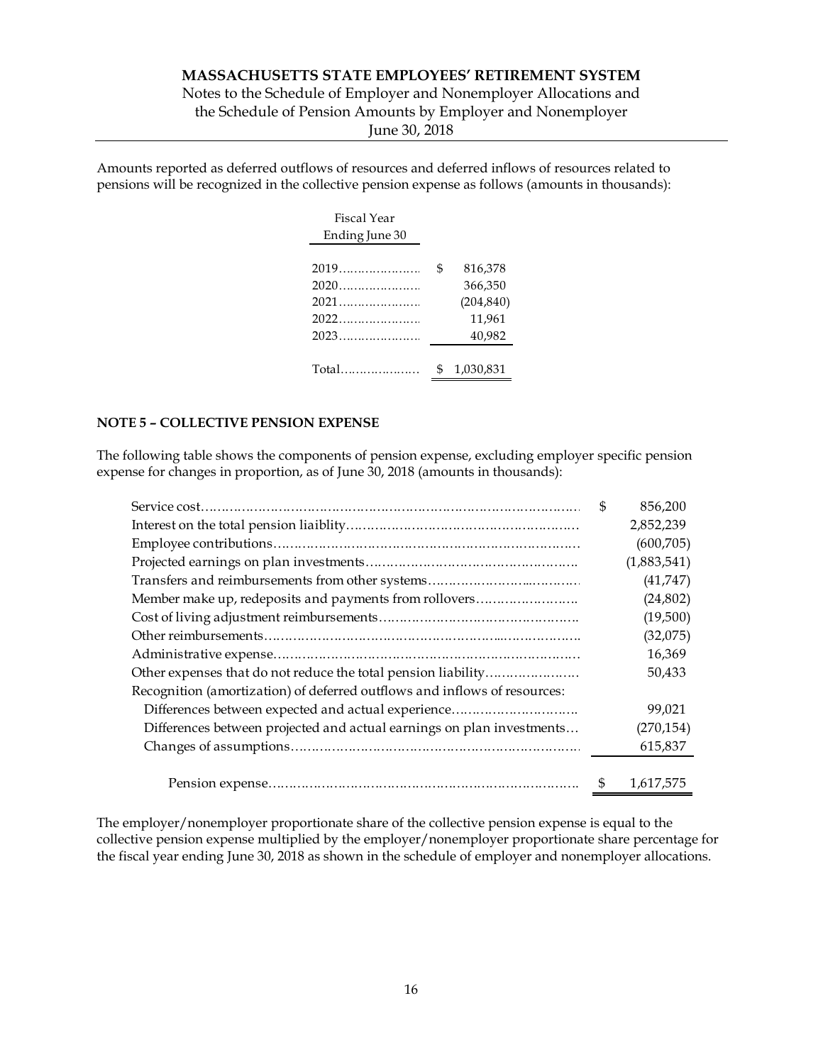# MASSACHUSETTS STATE EMPLOYEES' RETIREMENT SYSTEM

Notes to the Schedule of Employer and Nonemployer Allocations and the Schedule of Pension Amounts by Employer and Nonemployer

June 30, 2018

Amounts reported as deferred outflows of resources and deferred inflows of resources related to pensions will be recognized in the collective pension expense as follows (amounts in thousands):

| Fiscal Year Ending June 30 | |
|---|---|
| 2019 | $ 816,378 |
| 2020 | 366,350 |
| 2021 | (204,840) |
| 2022 | 11,961 |
| 2023 | 40,982 |
| Total | $ 1,030,831 |

## NOTE 5 – COLLECTIVE PENSION EXPENSE

The following table shows the components of pension expense, excluding employer specific pension expense for changes in proportion, as of June 30, 2018 (amounts in thousands):

| | |
|---|---|
| Service cost | $ 856,200 |
| Interest on the total pension liaiblity | 2,852,239 |
| Employee contributions | (600,705) |
| Projected earnings on plan investments | (1,883,541) |
| Transfers and reimbursements from other systems | (41,747) |
| Member make up, redeposits and payments from rollovers | (24,802) |
| Cost of living adjustment reimbursements | (19,500) |
| Other reimbursements | (32,075) |
| Administrative expense | 16,369 |
| Other expenses that do not reduce the total pension liability | 50,433 |
| Recognition (amortization) of deferred outflows and inflows of resources: | |
| Differences between expected and actual experience | 99,021 |
| Differences between projected and actual earnings on plan investments | (270,154) |
| Changes of assumptions | 615,837 |
| Pension expense | $ 1,617,575 |

The employer/nonemployer proportionate share of the collective pension expense is equal to the collective pension expense multiplied by the employer/nonemployer proportionate share percentage for the fiscal year ending June 30, 2018 as shown in the schedule of employer and nonemployer allocations.